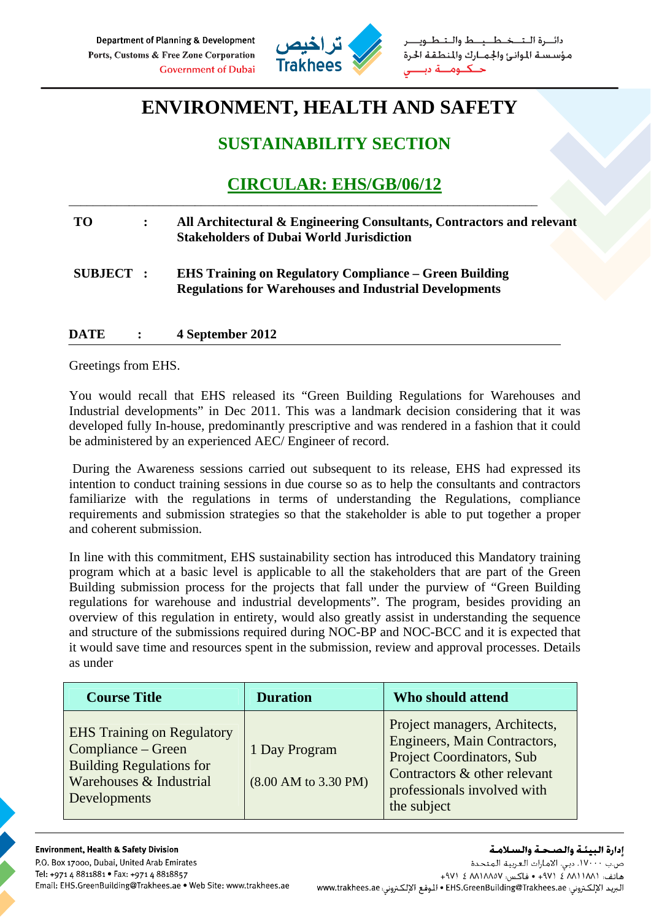# ENVIRONMENT, HEALTH AND SAFETY

## SUSTAINABILITY SECTION

## CIRCULAR: EHS/GB/06/12

**TO** : **All Architectural & Engineering Consultants, Contractors and relevant Stakeholders of Dubai World Jurisdiction**

**SUBJECT** : **EHS Training on Regulatory Compliance – Green Building Regulations for Warehouses and Industrial Developments**

**DATE** : **4 September 2012**

Greetings from EHS.

You would recall that EHS released its "Green Building Regulations for Warehouses and Industrial developments" in Dec 2011. This was a landmark decision considering that it was developed fully In-house, predominantly prescriptive and was rendered in a fashion that it could be administered by an experienced AEC/ Engineer of record.

During the Awareness sessions carried out subsequent to its release, EHS had expressed its intention to conduct training sessions in due course so as to help the consultants and contractors familiarize with the regulations in terms of understanding the Regulations, compliance requirements and submission strategies so that the stakeholder is able to put together a proper and coherent submission.

In line with this commitment, EHS sustainability section has introduced this Mandatory training program which at a basic level is applicable to all the stakeholders that are part of the Green Building submission process for the projects that fall under the purview of "Green Building regulations for warehouse and industrial developments". The program, besides providing an overview of this regulation in entirety, would also greatly assist in understanding the sequence and structure of the submissions required during NOC-BP and NOC-BCC and it is expected that it would save time and resources spent in the submission, review and approval processes. Details as under

| Course Title | Duration | Who should attend |
|---|---|---|
| EHS Training on Regulatory Compliance – Green Building Regulations for Warehouses & Industrial Developments | 1 Day Program (8.00 AM to 3.30 PM) | Project managers, Architects, Engineers, Main Contractors, Project Coordinators, Sub Contractors & other relevant professionals involved with the subject |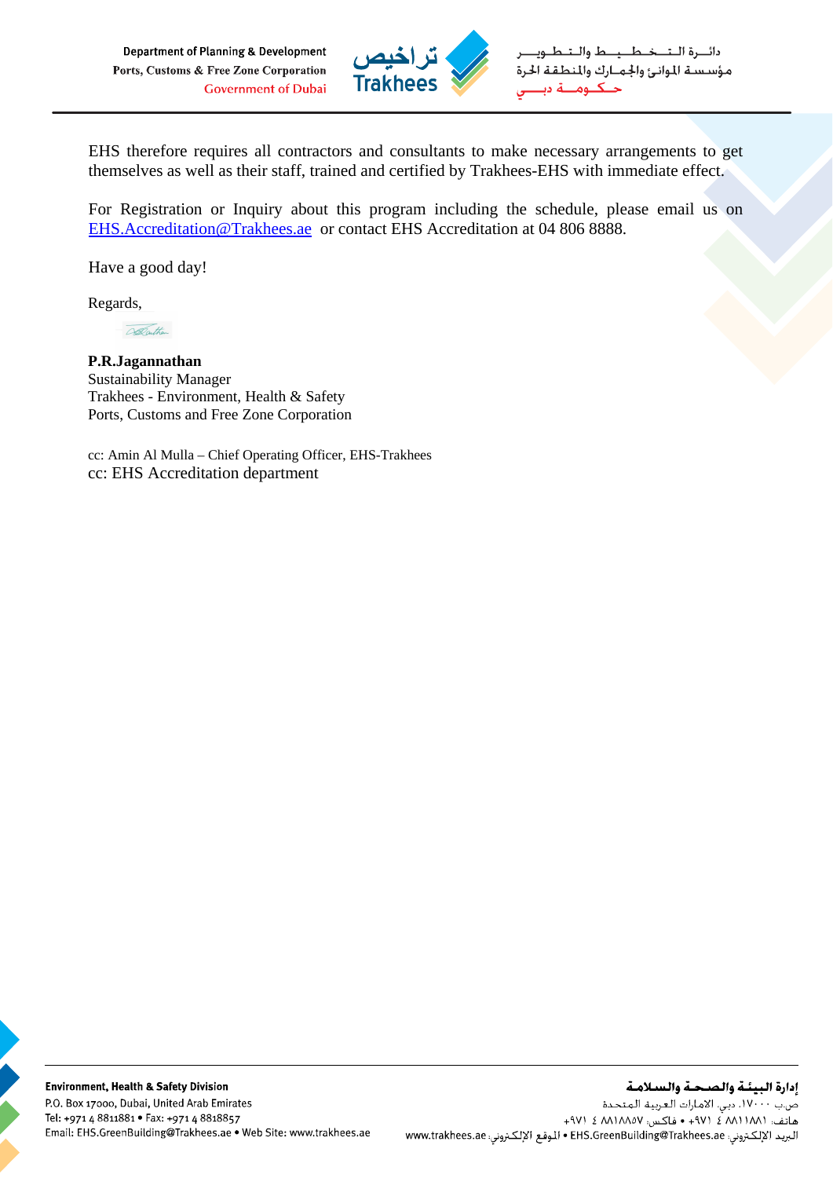EHS therefore requires all contractors and consultants to make necessary arrangements to get themselves as well as their staff, trained and certified by Trakhees-EHS with immediate effect.

For Registration or Inquiry about this program including the schedule, please email us on EHS.Accreditation@Trakhees.ae or contact EHS Accreditation at 04 806 8888.

Have a good day!

Regards,

**P.R.Jagannathan**
Sustainability Manager
Trakhees - Environment, Health & Safety
Ports, Customs and Free Zone Corporation

cc: Amin Al Mulla – Chief Operating Officer, EHS-Trakhees
cc: EHS Accreditation department